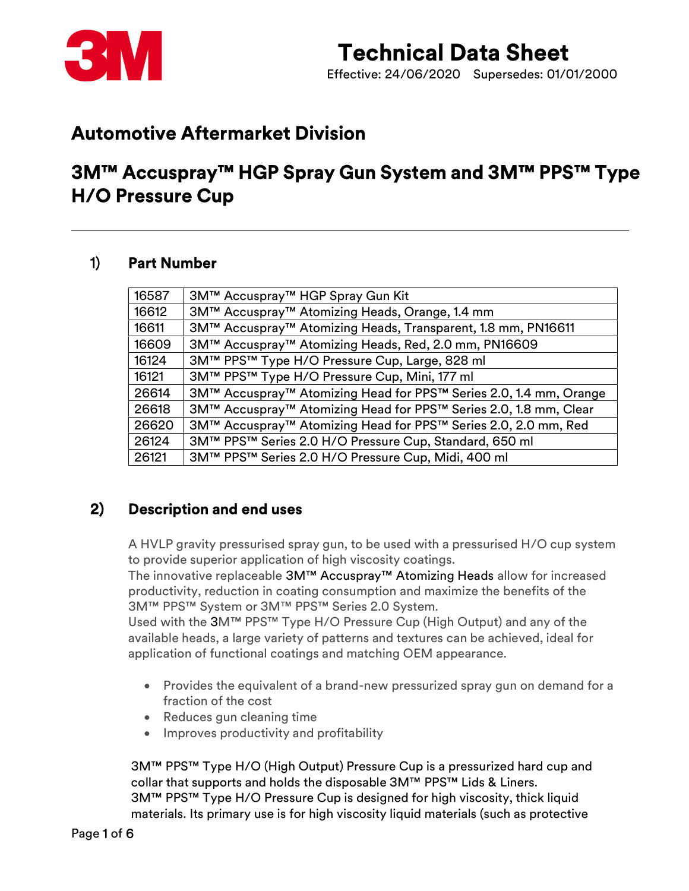# Technical Data Sheet

Effective: 24/06/2020 Supersedes: 01/01/2000

## Automotive Aftermarket Division

## 3M™ Accuspray™ HGP Spray Gun System and 3M™ PPS™ Type H/O Pressure Cup

### 1) Part Number

| | |
|---|---|
| 16587 | 3M™ Accuspray™ HGP Spray Gun Kit |
| 16612 | 3M™ Accuspray™ Atomizing Heads, Orange, 1.4 mm |
| 16611 | 3M™ Accuspray™ Atomizing Heads, Transparent, 1.8 mm, PN16611 |
| 16609 | 3M™ Accuspray™ Atomizing Heads, Red, 2.0 mm, PN16609 |
| 16124 | 3M™ PPS™ Type H/O Pressure Cup, Large, 828 ml |
| 16121 | 3M™ PPS™ Type H/O Pressure Cup, Mini, 177 ml |
| 26614 | 3M™ Accuspray™ Atomizing Head for PPS™ Series 2.0, 1.4 mm, Orange |
| 26618 | 3M™ Accuspray™ Atomizing Head for PPS™ Series 2.0, 1.8 mm, Clear |
| 26620 | 3M™ Accuspray™ Atomizing Head for PPS™ Series 2.0, 2.0 mm, Red |
| 26124 | 3M™ PPS™ Series 2.0 H/O Pressure Cup, Standard, 650 ml |
| 26121 | 3M™ PPS™ Series 2.0 H/O Pressure Cup, Midi, 400 ml |

### 2) Description and end uses

A HVLP gravity pressurised spray gun, to be used with a pressurised H/O cup system to provide superior application of high viscosity coatings.
The innovative replaceable 3M™ Accuspray™ Atomizing Heads allow for increased productivity, reduction in coating consumption and maximize the benefits of the 3M™ PPS™ System or 3M™ PPS™ Series 2.0 System.
Used with the 3M™ PPS™ Type H/O Pressure Cup (High Output) and any of the available heads, a large variety of patterns and textures can be achieved, ideal for application of functional coatings and matching OEM appearance.

- Provides the equivalent of a brand-new pressurized spray gun on demand for a fraction of the cost
- Reduces gun cleaning time
- Improves productivity and profitability

3M™ PPS™ Type H/O (High Output) Pressure Cup is a pressurized hard cup and collar that supports and holds the disposable 3M™ PPS™ Lids & Liners.
3M™ PPS™ Type H/O Pressure Cup is designed for high viscosity, thick liquid materials. Its primary use is for high viscosity liquid materials (such as protective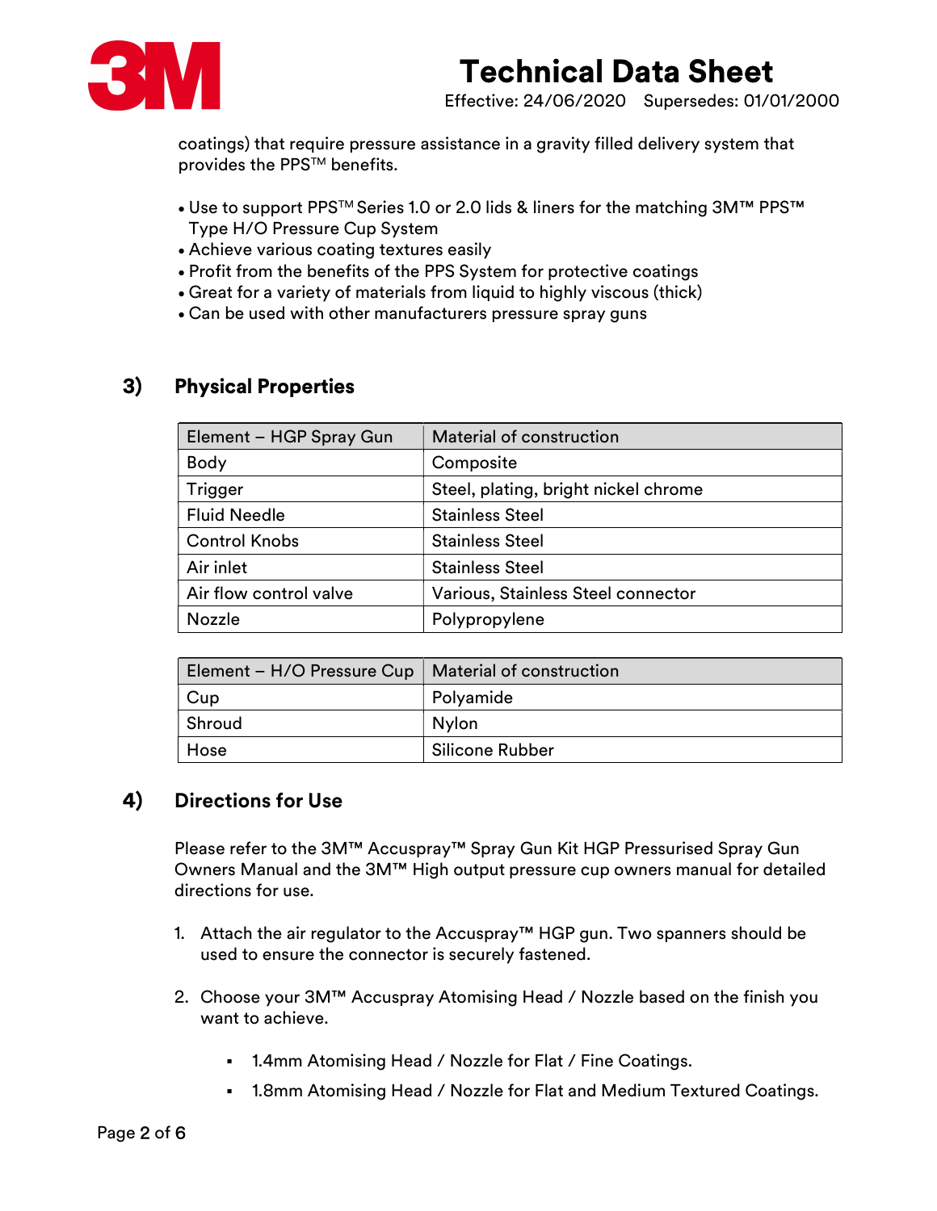coatings) that require pressure assistance in a gravity filled delivery system that provides the PPS™ benefits.

- Use to support PPS™ Series 1.0 or 2.0 lids & liners for the matching 3M™ PPS™ Type H/O Pressure Cup System
- Achieve various coating textures easily
- Profit from the benefits of the PPS System for protective coatings
- Great for a variety of materials from liquid to highly viscous (thick)
- Can be used with other manufacturers pressure spray guns

## 3) Physical Properties

| Element – HGP Spray Gun | Material of construction |
|---|---|
| Body | Composite |
| Trigger | Steel, plating, bright nickel chrome |
| Fluid Needle | Stainless Steel |
| Control Knobs | Stainless Steel |
| Air inlet | Stainless Steel |
| Air flow control valve | Various, Stainless Steel connector |
| Nozzle | Polypropylene |

| Element – H/O Pressure Cup | Material of construction |
|---|---|
| Cup | Polyamide |
| Shroud | Nylon |
| Hose | Silicone Rubber |

## 4) Directions for Use

Please refer to the 3M™ Accuspray™ Spray Gun Kit HGP Pressurised Spray Gun Owners Manual and the 3M™ High output pressure cup owners manual for detailed directions for use.

1. Attach the air regulator to the Accuspray™ HGP gun. Two spanners should be used to ensure the connector is securely fastened.

2. Choose your 3M™ Accuspray Atomising Head / Nozzle based on the finish you want to achieve.

    - 1.4mm Atomising Head / Nozzle for Flat / Fine Coatings.
    - 1.8mm Atomising Head / Nozzle for Flat and Medium Textured Coatings.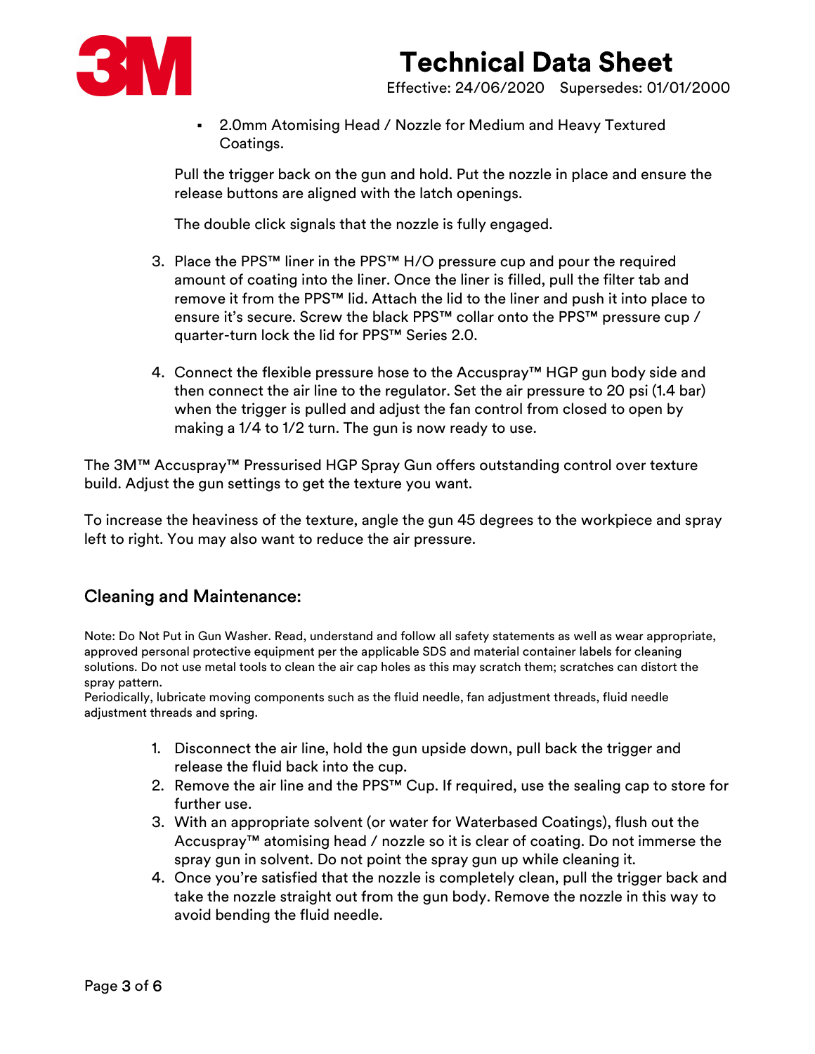- 2.0mm Atomising Head / Nozzle for Medium and Heavy Textured Coatings.

Pull the trigger back on the gun and hold. Put the nozzle in place and ensure the release buttons are aligned with the latch openings.

The double click signals that the nozzle is fully engaged.

3. Place the PPS™ liner in the PPS™ H/O pressure cup and pour the required amount of coating into the liner. Once the liner is filled, pull the filter tab and remove it from the PPS™ lid. Attach the lid to the liner and push it into place to ensure it's secure. Screw the black PPS™ collar onto the PPS™ pressure cup / quarter-turn lock the lid for PPS™ Series 2.0.

4. Connect the flexible pressure hose to the Accuspray™ HGP gun body side and then connect the air line to the regulator. Set the air pressure to 20 psi (1.4 bar) when the trigger is pulled and adjust the fan control from closed to open by making a 1/4 to 1/2 turn. The gun is now ready to use.

The 3M™ Accuspray™ Pressurised HGP Spray Gun offers outstanding control over texture build. Adjust the gun settings to get the texture you want.

To increase the heaviness of the texture, angle the gun 45 degrees to the workpiece and spray left to right. You may also want to reduce the air pressure.

## Cleaning and Maintenance:

Note: Do Not Put in Gun Washer. Read, understand and follow all safety statements as well as wear appropriate, approved personal protective equipment per the applicable SDS and material container labels for cleaning solutions. Do not use metal tools to clean the air cap holes as this may scratch them; scratches can distort the spray pattern.
Periodically, lubricate moving components such as the fluid needle, fan adjustment threads, fluid needle adjustment threads and spring.

1. Disconnect the air line, hold the gun upside down, pull back the trigger and release the fluid back into the cup.
2. Remove the air line and the PPS™ Cup. If required, use the sealing cap to store for further use.
3. With an appropriate solvent (or water for Waterbased Coatings), flush out the Accuspray™ atomising head / nozzle so it is clear of coating. Do not immerse the spray gun in solvent. Do not point the spray gun up while cleaning it.
4. Once you're satisfied that the nozzle is completely clean, pull the trigger back and take the nozzle straight out from the gun body. Remove the nozzle in this way to avoid bending the fluid needle.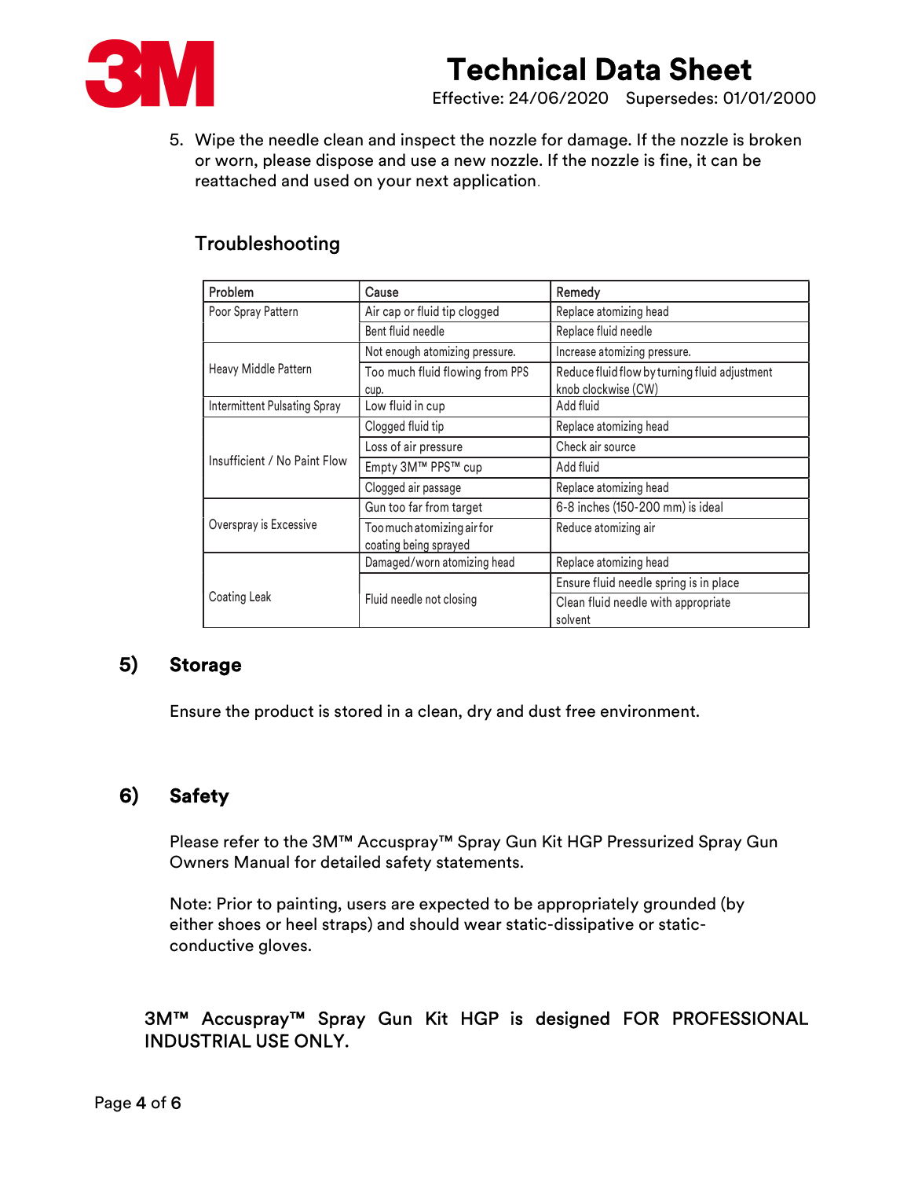5. Wipe the needle clean and inspect the nozzle for damage. If the nozzle is broken or worn, please dispose and use a new nozzle. If the nozzle is fine, it can be reattached and used on your next application.

### Troubleshooting

| Problem | Cause | Remedy |
|---|---|---|
| Poor Spray Pattern | Air cap or fluid tip clogged | Replace atomizing head |
| | Bent fluid needle | Replace fluid needle |
| Heavy Middle Pattern | Not enough atomizing pressure. | Increase atomizing pressure. |
| | Too much fluid flowing from PPS cup. | Reduce fluid flow by turning fluid adjustment knob clockwise (CW) |
| Intermittent Pulsating Spray | Low fluid in cup | Add fluid |
| Insufficient / No Paint Flow | Clogged fluid tip | Replace atomizing head |
| | Loss of air pressure | Check air source |
| | Empty 3M™ PPS™ cup | Add fluid |
| | Clogged air passage | Replace atomizing head |
| Overspray is Excessive | Gun too far from target | 6-8 inches (150-200 mm) is ideal |
| | Too much atomizing air for coating being sprayed | Reduce atomizing air |
| Coating Leak | Damaged/worn atomizing head | Replace atomizing head |
| | Fluid needle not closing | Ensure fluid needle spring is in place |
| | | Clean fluid needle with appropriate solvent |

## 5) Storage

Ensure the product is stored in a clean, dry and dust free environment.

## 6) Safety

Please refer to the 3M™ Accuspray™ Spray Gun Kit HGP Pressurized Spray Gun Owners Manual for detailed safety statements.

Note: Prior to painting, users are expected to be appropriately grounded (by either shoes or heel straps) and should wear static-dissipative or static-conductive gloves.

**3M™ Accuspray™ Spray Gun Kit HGP is designed FOR PROFESSIONAL INDUSTRIAL USE ONLY.**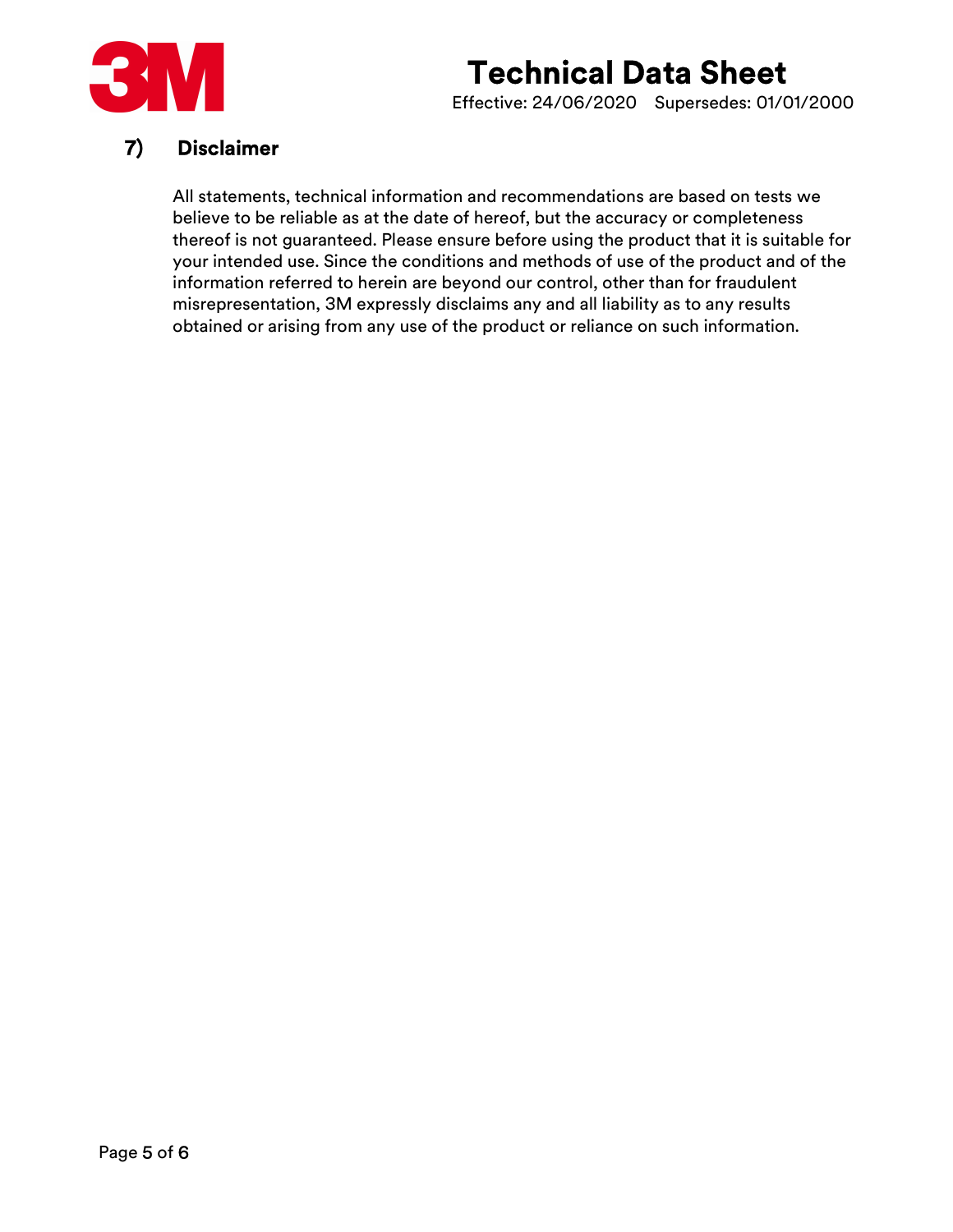## 7) Disclaimer

All statements, technical information and recommendations are based on tests we believe to be reliable as at the date of hereof, but the accuracy or completeness thereof is not guaranteed. Please ensure before using the product that it is suitable for your intended use. Since the conditions and methods of use of the product and of the information referred to herein are beyond our control, other than for fraudulent misrepresentation, 3M expressly disclaims any and all liability as to any results obtained or arising from any use of the product or reliance on such information.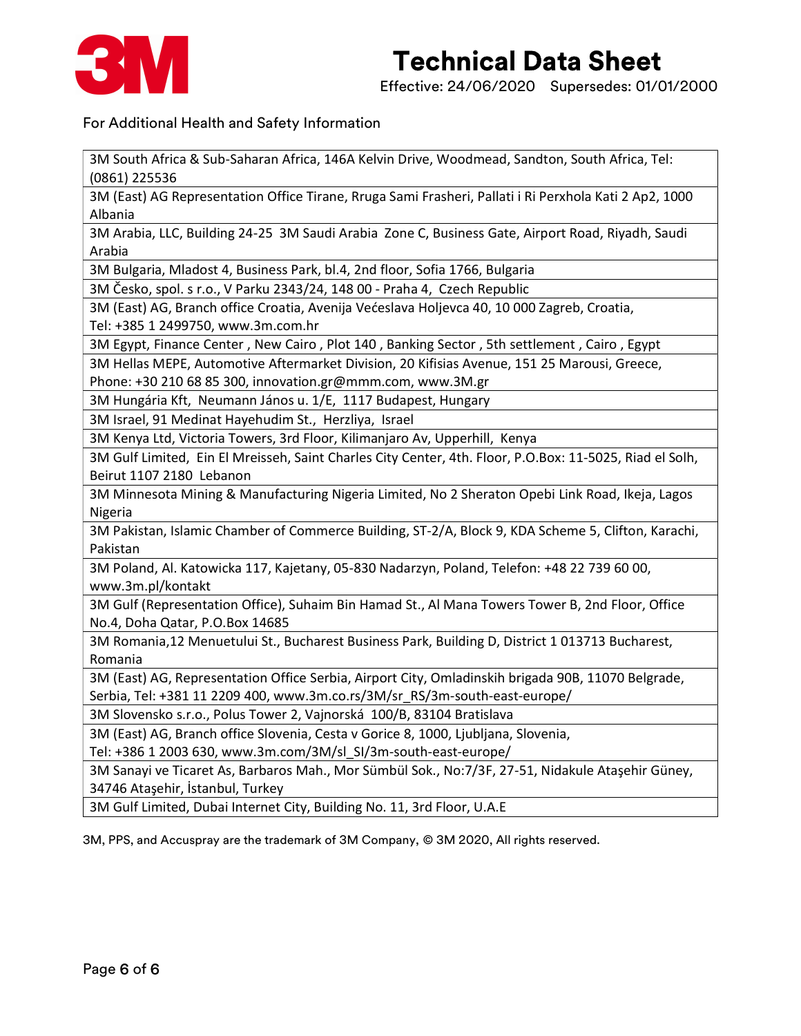For Additional Health and Safety Information

| |
|---|
| 3M South Africa & Sub-Saharan Africa, 146A Kelvin Drive, Woodmead, Sandton, South Africa, Tel: (0861) 225536 |
| 3M (East) AG Representation Office Tirane, Rruga Sami Frasheri, Pallati i Ri Perxhola Kati 2 Ap2, 1000 Albania |
| 3M Arabia, LLC, Building 24-25 3M Saudi Arabia Zone C, Business Gate, Airport Road, Riyadh, Saudi Arabia |
| 3M Bulgaria, Mladost 4, Business Park, bl.4, 2nd floor, Sofia 1766, Bulgaria |
| 3M Česko, spol. s r.o., V Parku 2343/24, 148 00 - Praha 4, Czech Republic |
| 3M (East) AG, Branch office Croatia, Avenija Većeslava Holjevca 40, 10 000 Zagreb, Croatia, Tel: +385 1 2499750, www.3m.com.hr |
| 3M Egypt, Finance Center , New Cairo , Plot 140 , Banking Sector , 5th settlement , Cairo , Egypt |
| 3M Hellas MEPE, Automotive Aftermarket Division, 20 Kifisias Avenue, 151 25 Marousi, Greece, Phone: +30 210 68 85 300, innovation.gr@mmm.com, www.3M.gr |
| 3M Hungária Kft, Neumann János u. 1/E, 1117 Budapest, Hungary |
| 3M Israel, 91 Medinat Hayehudim St., Herzliya, Israel |
| 3M Kenya Ltd, Victoria Towers, 3rd Floor, Kilimanjaro Av, Upperhill, Kenya |
| 3M Gulf Limited, Ein El Mreisseh, Saint Charles City Center, 4th. Floor, P.O.Box: 11-5025, Riad el Solh, Beirut 1107 2180 Lebanon |
| 3M Minnesota Mining & Manufacturing Nigeria Limited, No 2 Sheraton Opebi Link Road, Ikeja, Lagos Nigeria |
| 3M Pakistan, Islamic Chamber of Commerce Building, ST-2/A, Block 9, KDA Scheme 5, Clifton, Karachi, Pakistan |
| 3M Poland, Al. Katowicka 117, Kajetany, 05-830 Nadarzyn, Poland, Telefon: +48 22 739 60 00, www.3m.pl/kontakt |
| 3M Gulf (Representation Office), Suhaim Bin Hamad St., Al Mana Towers Tower B, 2nd Floor, Office No.4, Doha Qatar, P.O.Box 14685 |
| 3M Romania,12 Menuetului St., Bucharest Business Park, Building D, District 1 013713 Bucharest, Romania |
| 3M (East) AG, Representation Office Serbia, Airport City, Omladinskih brigada 90B, 11070 Belgrade, Serbia, Tel: +381 11 2209 400, www.3m.co.rs/3M/sr_RS/3m-south-east-europe/ |
| 3M Slovensko s.r.o., Polus Tower 2, Vajnorská 100/B, 83104 Bratislava |
| 3M (East) AG, Branch office Slovenia, Cesta v Gorice 8, 1000, Ljubljana, Slovenia, Tel: +386 1 2003 630, www.3m.com/3M/sl_SI/3m-south-east-europe/ |
| 3M Sanayi ve Ticaret As, Barbaros Mah., Mor Sümbül Sok., No:7/3F, 27-51, Nidakule Ataşehir Güney, 34746 Ataşehir, İstanbul, Turkey |
| 3M Gulf Limited, Dubai Internet City, Building No. 11, 3rd Floor, U.A.E |

3M, PPS, and Accuspray are the trademark of 3M Company, © 3M 2020, All rights reserved.